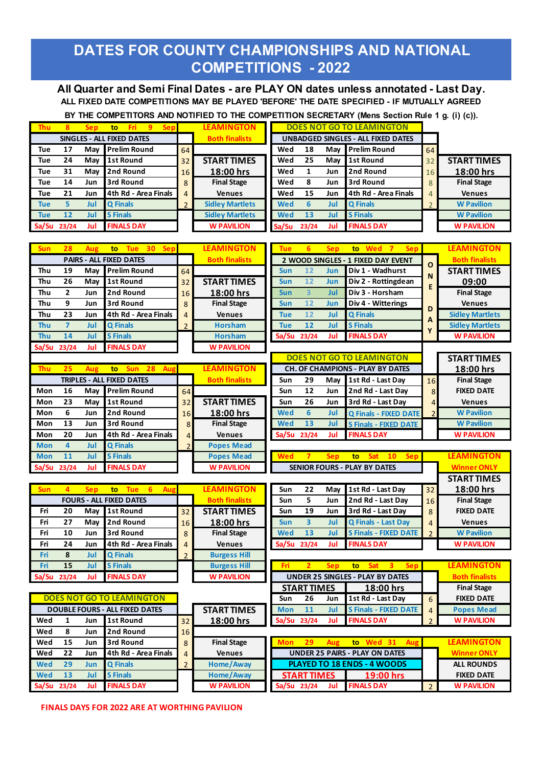# DATES FOR COUNTY CHAMPIONSHIPS AND NATIONAL COMPETITIONS - 2022

**All Quarter and Semi Final Dates - are PLAY ON dates unless annotated - Last Day.**

**ALL FIXED DATE COMPETITIONS MAY BE PLAYED 'BEFORE' THE DATE SPECIFIED - IF MUTUALLY AGREED BY THE COMPETITORS AND NOTIFIED TO THE COMPETITION SECRETARY (Mens Section Rule 1 g. (i) (c)).**

## SINGLES - ALL FIXED DATES

Thu 8 Sep to Fri 9 Sep — LEAMINGTON — Both finalists

| Day | Date | Month | Round | No. | |
|---|---|---|---|---|---|
| Tue | 17 | May | Prelim Round | 64 | |
| Tue | 24 | May | 1st Round | 32 | START TIMES 18:00 hrs |
| Tue | 31 | May | 2nd Round | 16 | |
| Tue | 14 | Jun | 3rd Round | 8 | Final Stage |
| Tue | 21 | Jun | 4th Rd - Area Finals | 4 | Venues |
| Tue | 5 | Jul | Q Finals | 2 | Sidley Martlets |
| Tue | 12 | Jul | S Finals | | Sidley Martlets |
| Sa/Su | 23/24 | Jul | FINALS DAY | | W PAVILION |

## UNBADGED SINGLES - ALL FIXED DATES

DOES NOT GO TO LEAMINGTON

| Day | Date | Month | Round | No. | |
|---|---|---|---|---|---|
| Wed | 18 | May | Prelim Round | 64 | |
| Wed | 25 | May | 1st Round | 32 | START TIMES 18:00 hrs |
| Wed | 1 | Jun | 2nd Round | 16 | |
| Wed | 8 | Jun | 3rd Round | 8 | Final Stage |
| Wed | 15 | Jun | 4th Rd - Area Finals | 4 | Venues |
| Wed | 6 | Jul | Q Finals | 2 | W Pavilion |
| Wed | 13 | Jul | S Finals | | W Pavilion |
| Sa/Su | 23/24 | Jul | FINALS DAY | | W PAVILION |

## PAIRS - ALL FIXED DATES

Sun 28 Aug to Tue 30 Sep — LEAMINGTON — Both finalists

| Day | Date | Month | Round | No. | |
|---|---|---|---|---|---|
| Thu | 19 | May | Prelim Round | 64 | |
| Thu | 26 | May | 1st Round | 32 | START TIMES 18:00 hrs |
| Thu | 2 | Jun | 2nd Round | 16 | |
| Thu | 9 | Jun | 3rd Round | 8 | Final Stage |
| Thu | 23 | Jun | 4th Rd - Area Finals | 4 | Venues |
| Thu | 7 | Jul | Q Finals | 2 | Horsham |
| Thu | 14 | Jul | S Finals | | Horsham |
| Sa/Su | 23/24 | Jul | FINALS DAY | | W PAVILION |

## 2 WOOD SINGLES - 1 FIXED DAY EVENT

Tue 6 Sep to Wed 7 Sep — LEAMINGTON — Both finalists

| Day | Date | Month | Round | | |
|---|---|---|---|---|---|
| Sun | 12 | Jun | Div 1 - Wadhurst | ONE DAY | START TIMES 09:00 |
| Sun | 12 | Jun | Div 2 - Rottingdean | | |
| Sun | 3 | Jul | Div 3 - Horsham | | Final Stage |
| Sun | 12 | Jun | Div 4 - Witterings | | Venues |
| Tue | 12 | Jul | Q Finals | | Sidley Martlets |
| Tue | 12 | Jul | S Finals | | Sidley Martlets |
| Sa/Su | 23/24 | Jul | FINALS DAY | | W PAVILION |

## TRIPLES - ALL FIXED DATES

Thu 25 Aug to Sun 28 Aug — LEAMINGTON — Both finalists

| Day | Date | Month | Round | No. | |
|---|---|---|---|---|---|
| Mon | 16 | May | Prelim Round | 64 | |
| Mon | 23 | May | 1st Round | 32 | START TIMES 18:00 hrs |
| Mon | 6 | Jun | 2nd Round | 16 | |
| Mon | 13 | Jun | 3rd Round | 8 | Final Stage |
| Mon | 20 | Jun | 4th Rd - Area Finals | 4 | Venues |
| Mon | 4 | Jul | Q Finals | 2 | Popes Mead |
| Mon | 11 | Jul | S Finals | | Popes Mead |
| Sa/Su | 23/24 | Jul | FINALS DAY | | W PAVILION |

## CH. OF CHAMPIONS - PLAY BY DATES

DOES NOT GO TO LEAMINGTON

| Day | Date | Month | Round | No. | |
|---|---|---|---|---|---|
| | | | | | START TIMES 18:00 hrs |
| Sun | 29 | May | 1st Rd - Last Day | 16 | Final Stage |
| Sun | 12 | Jun | 2nd Rd - Last Day | 8 | FIXED DATE |
| Sun | 26 | Jun | 3rd Rd - Last Day | 4 | Venues |
| Wed | 6 | Jul | Q Finals - FIXED DATE | 2 | W Pavilion |
| Wed | 13 | Jul | S Finals - FIXED DATE | | W Pavilion |
| Sa/Su | 23/24 | Jul | FINALS DAY | | W PAVILION |

## FOURS - ALL FIXED DATES

Sun 4 Sep to Tue 6 Aug — LEAMINGTON — Both finalists

| Day | Date | Month | Round | No. | |
|---|---|---|---|---|---|
| Fri | 20 | May | 1st Round | 32 | START TIMES 18:00 hrs |
| Fri | 27 | May | 2nd Round | 16 | |
| Fri | 10 | Jun | 3rd Round | 8 | Final Stage |
| Fri | 24 | Jun | 4th Rd - Area Finals | 4 | Venues |
| Fri | 8 | Jul | Q Finals | 2 | Burgess Hill |
| Fri | 15 | Jul | S Finals | | Burgess Hill |
| Sa/Su | 23/24 | Jul | FINALS DAY | | W PAVILION |

## SENIOR FOURS - PLAY BY DATES

Wed 7 Sep to Sat 10 Sep — LEAMINGTON — Winner ONLY

| Day | Date | Month | Round | No. | |
|---|---|---|---|---|---|
| Sun | 22 | May | 1st Rd - Last Day | 32 | START TIMES 18:00 hrs |
| Sun | 5 | Jun | 2nd Rd - Last Day | 16 | Final Stage |
| Sun | 19 | Jun | 3rd Rd - Last Day | 8 | FIXED DATE |
| Sun | 3 | Jul | Q Finals - Last Day | 4 | Venues |
| Wed | 13 | Jul | S Finals - FIXED DATE | 2 | W Pavilion |
| Sa/Su | 23/24 | Jul | FINALS DAY | | W PAVILION |

## DOUBLE FOURS - ALL FIXED DATES

DOES NOT GO TO LEAMINGTON

| Day | Date | Month | Round | No. | |
|---|---|---|---|---|---|
| Wed | 1 | Jun | 1st Round | 32 | START TIMES 18:00 hrs |
| Wed | 8 | Jun | 2nd Round | 16 | |
| Wed | 15 | Jun | 3rd Round | 8 | Final Stage |
| Wed | 22 | Jun | 4th Rd - Area Finals | 4 | Venues |
| Wed | 29 | Jun | Q Finals | 2 | Home/Away |
| Wed | 13 | Jul | S Finals | | Home/Away |
| Sa/Su | 23/24 | Jul | FINALS DAY | | W PAVILION |

## UNDER 25 SINGLES - PLAY BY DATES

Fri 2 Sep to Sat 3 Sep — LEAMINGTON — Both finalists

START TIMES 18:00 hrs

| Day | Date | Month | Round | No. | |
|---|---|---|---|---|---|
| | | | | | Final Stage |
| Sun | 26 | Jun | 1st Rd - Last Day | 6 | FIXED DATE |
| Mon | 11 | Jul | S Finals - FIXED DATE | 4 | Popes Mead |
| Sa/Su | 23/24 | Jul | FINALS DAY | 2 | W PAVILION |

## UNDER 25 PAIRS - PLAY ON DATES

Mon 29 Aug to Wed 31 Aug — LEAMINGTON — Winner ONLY

PLAYED TO 18 ENDS - 4 WOODS — ALL ROUNDS

START TIMES 19:00 hrs — FIXED DATE

| Day | Date | Month | Round | No. | |
|---|---|---|---|---|---|
| Sa/Su | 23/24 | Jul | FINALS DAY | 2 | W PAVILION |

**FINALS DAYS FOR 2022 ARE AT WORTHING PAVILION**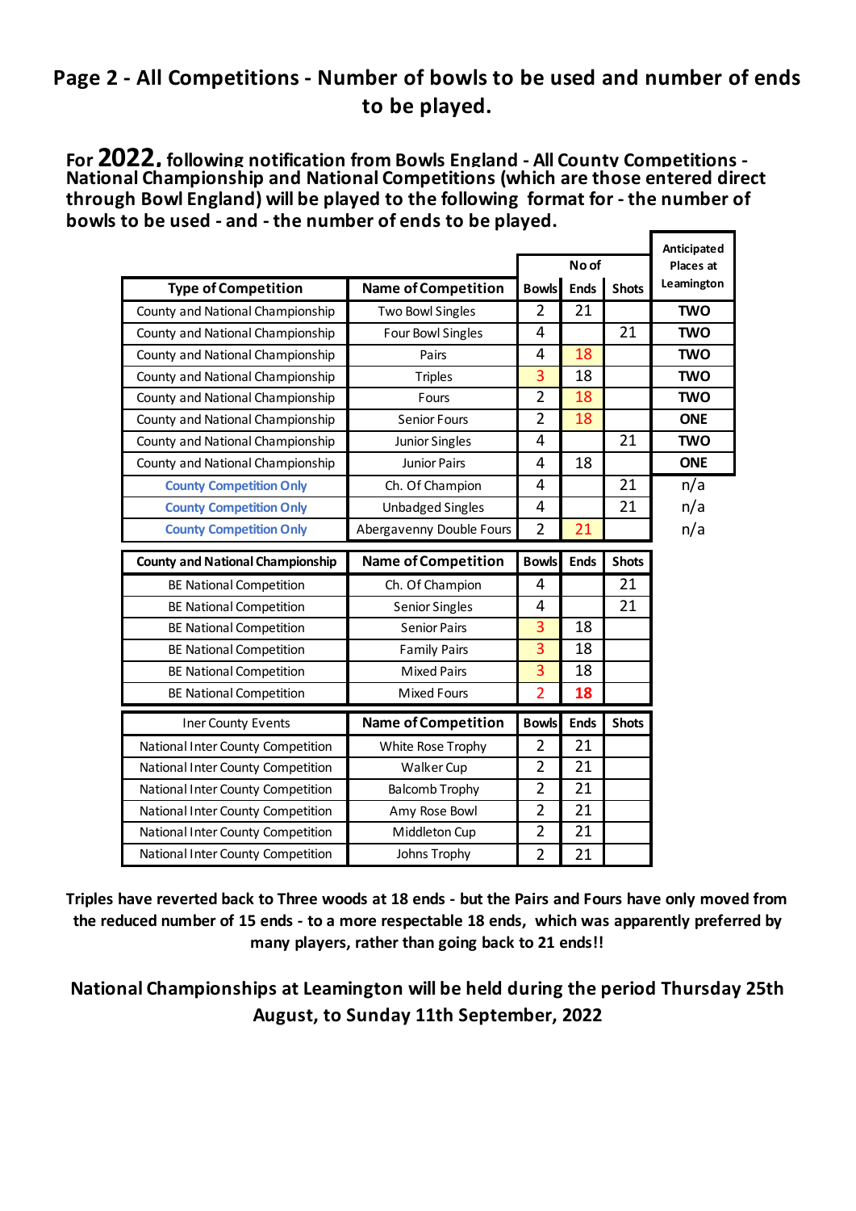## Page 2 - All Competitions - Number of bowls to be used and number of ends to be played.

**For 2022, following notification from Bowls England - All County Competitions - National Championship and National Competitions (which are those entered direct through Bowl England) will be played to the following format for - the number of bowls to be used - and - the number of ends to be played.**

| Type of Competition | Name of Competition | No of Bowls | Ends | Shots | Anticipated Places at Leamington |
|---|---|---|---|---|---|
| County and National Championship | Two Bowl Singles | 2 | 21 | | **TWO** |
| County and National Championship | Four Bowl Singles | 4 | | 21 | **TWO** |
| County and National Championship | Pairs | 4 | 18 | | **TWO** |
| County and National Championship | Triples | 3 | 18 | | **TWO** |
| County and National Championship | Fours | 2 | 18 | | **TWO** |
| County and National Championship | Senior Fours | 2 | 18 | | **ONE** |
| County and National Championship | Junior Singles | 4 | | 21 | **TWO** |
| County and National Championship | Junior Pairs | 4 | 18 | | **ONE** |
| **County Competition Only** | Ch. Of Champion | 4 | | 21 | n/a |
| **County Competition Only** | Unbadged Singles | 4 | | 21 | n/a |
| **County Competition Only** | Abergavenny Double Fours | 2 | 21 | | n/a |

| County and National Championship | Name of Competition | Bowls | Ends | Shots |
|---|---|---|---|---|
| BE National Competition | Ch. Of Champion | 4 | | 21 |
| BE National Competition | Senior Singles | 4 | | 21 |
| BE National Competition | Senior Pairs | 3 | 18 | |
| BE National Competition | Family Pairs | 3 | 18 | |
| BE National Competition | Mixed Pairs | 3 | 18 | |
| BE National Competition | Mixed Fours | 2 | **18** | |

| Iner County Events | Name of Competition | Bowls | Ends | Shots |
|---|---|---|---|---|
| National Inter County Competition | White Rose Trophy | 2 | 21 | |
| National Inter County Competition | Walker Cup | 2 | 21 | |
| National Inter County Competition | Balcomb Trophy | 2 | 21 | |
| National Inter County Competition | Amy Rose Bowl | 2 | 21 | |
| National Inter County Competition | Middleton Cup | 2 | 21 | |
| National Inter County Competition | Johns Trophy | 2 | 21 | |

**Triples have reverted back to Three woods at 18 ends - but the Pairs and Fours have only moved from the reduced number of 15 ends - to a more respectable 18 ends, which was apparently preferred by many players, rather than going back to 21 ends!!**

**National Championships at Leamington will be held during the period Thursday 25th August, to Sunday 11th September, 2022**